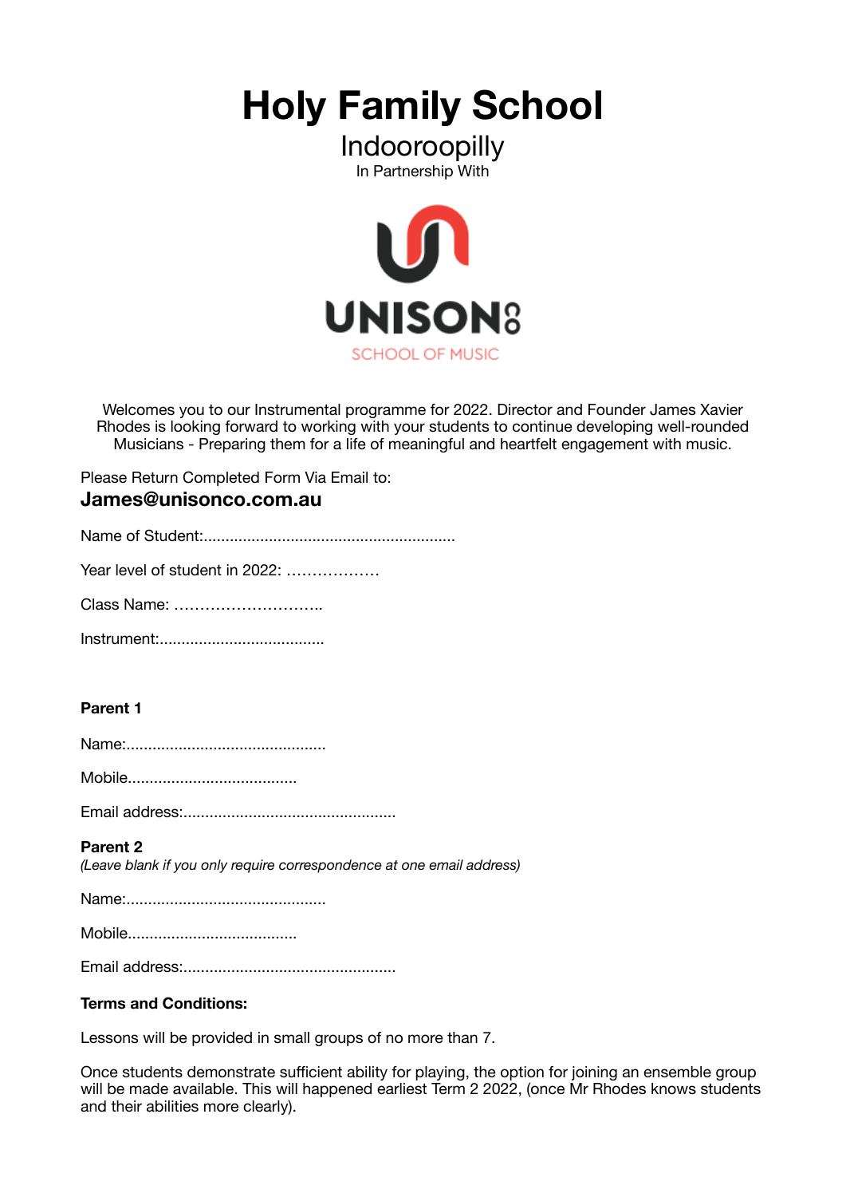# Holy Family School

## Indooroopilly

In Partnership With

UNISON
SCHOOL OF MUSIC

Welcomes you to our Instrumental programme for 2022. Director and Founder James Xavier Rhodes is looking forward to working with your students to continue developing well-rounded Musicians - Preparing them for a life of meaningful and heartfelt engagement with music.

Please Return Completed Form Via Email to:

**James@unisonco.com.au**

Name of Student:..........................................................

Year level of student in 2022: ………………

Class Name: ………………………..

Instrument:.....................................

**Parent 1**

Name:..............................................

Mobile.......................................

Email address:.................................................

**Parent 2**

*(Leave blank if you only require correspondence at one email address)*

Name:..............................................

Mobile.......................................

Email address:.................................................

**Terms and Conditions:**

Lessons will be provided in small groups of no more than 7.

Once students demonstrate sufficient ability for playing, the option for joining an ensemble group will be made available. This will happened earliest Term 2 2022, (once Mr Rhodes knows students and their abilities more clearly).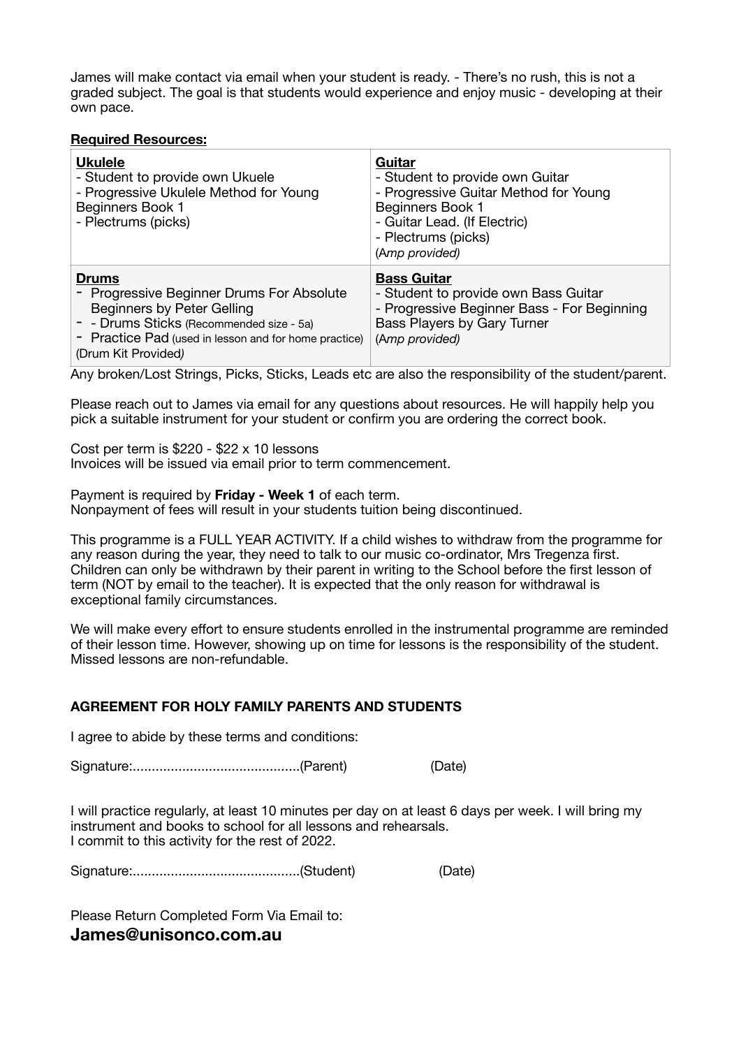James will make contact via email when your student is ready. - There's no rush, this is not a graded subject. The goal is that students would experience and enjoy music - developing at their own pace.

**Required Resources:**

| | |
|---|---|
| **Ukulele**<br>- Student to provide own Ukuele<br>- Progressive Ukulele Method for Young Beginners Book 1<br>- Plectrums (picks) | **Guitar**<br>- Student to provide own Guitar<br>- Progressive Guitar Method for Young Beginners Book 1<br>- Guitar Lead. (If Electric)<br>- Plectrums (picks)<br>*(Amp provided)* |
| **Drums**<br>- Progressive Beginner Drums For Absolute Beginners by Peter Gelling<br>- - Drums Sticks (Recommended size - 5a)<br>- Practice Pad (used in lesson and for home practice)<br>(Drum Kit Provided*)* | **Bass Guitar**<br>- Student to provide own Bass Guitar<br>- Progressive Beginner Bass - For Beginning Bass Players by Gary Turner<br>*(Amp provided)* |

Any broken/Lost Strings, Picks, Sticks, Leads etc are also the responsibility of the student/parent.

Please reach out to James via email for any questions about resources. He will happily help you pick a suitable instrument for your student or confirm you are ordering the correct book.

Cost per term is $220 - $22 x 10 lessons
Invoices will be issued via email prior to term commencement.

Payment is required by **Friday - Week 1** of each term.
Nonpayment of fees will result in your students tuition being discontinued.

This programme is a FULL YEAR ACTIVITY. If a child wishes to withdraw from the programme for any reason during the year, they need to talk to our music co-ordinator, Mrs Tregenza first. Children can only be withdrawn by their parent in writing to the School before the first lesson of term (NOT by email to the teacher). It is expected that the only reason for withdrawal is exceptional family circumstances.

We will make every effort to ensure students enrolled in the instrumental programme are reminded of their lesson time. However, showing up on time for lessons is the responsibility of the student. Missed lessons are non-refundable.

**AGREEMENT FOR HOLY FAMILY PARENTS AND STUDENTS**

I agree to abide by these terms and conditions:

Signature:...........................................(Parent) (Date)

I will practice regularly, at least 10 minutes per day on at least 6 days per week. I will bring my instrument and books to school for all lessons and rehearsals.
I commit to this activity for the rest of 2022.

Signature:...........................................(Student) (Date)

Please Return Completed Form Via Email to:

**James@unisonco.com.au**